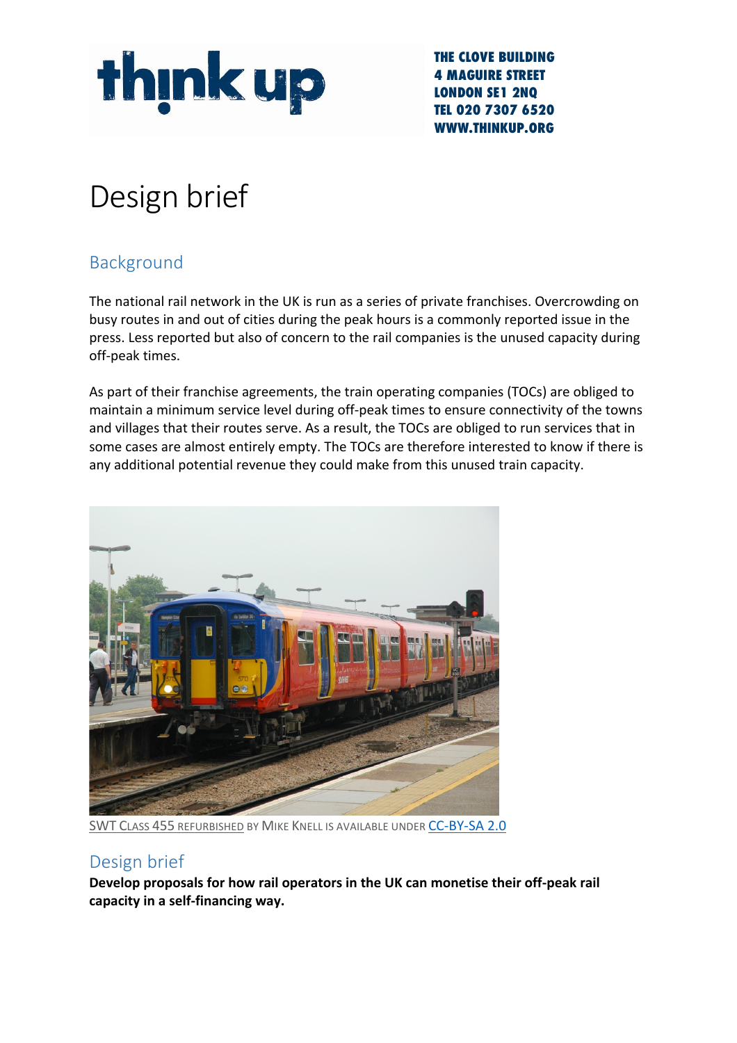think up

**THE CLOVE BUILDING**
**4 MAGUIRE STREET**
**LONDON SE1 2NQ**
**TEL 020 7307 6520**
**WWW.THINKUP.ORG**

# Design brief

## Background

The national rail network in the UK is run as a series of private franchises. Overcrowding on busy routes in and out of cities during the peak hours is a commonly reported issue in the press. Less reported but also of concern to the rail companies is the unused capacity during off-peak times.

As part of their franchise agreements, the train operating companies (TOCs) are obliged to maintain a minimum service level during off-peak times to ensure connectivity of the towns and villages that their routes serve. As a result, the TOCs are obliged to run services that in some cases are almost entirely empty. The TOCs are therefore interested to know if there is any additional potential revenue they could make from this unused train capacity.

SWT Class 455 refurbished by Mike Knell is available under CC-BY-SA 2.0

## Design brief

**Develop proposals for how rail operators in the UK can monetise their off-peak rail capacity in a self-financing way.**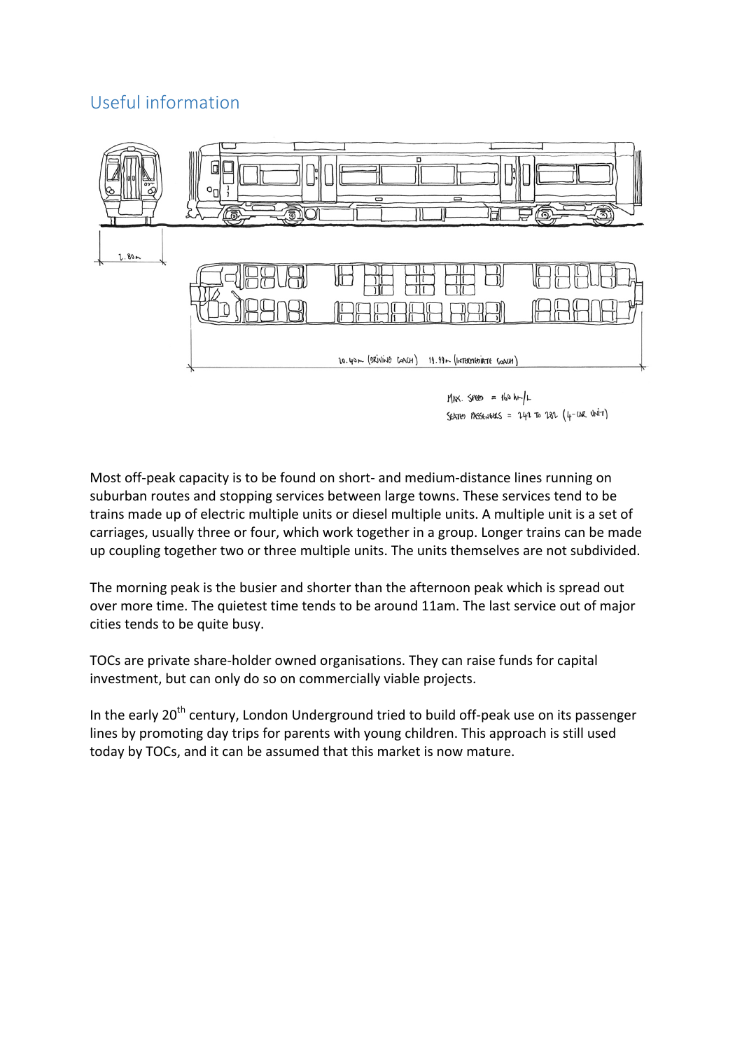## Useful information

2.80m

20.40m (DRIVING COACH) 19.99m (INTERMEDIATE COACH)

MAX. SPEED = 160 km/h

SEATED PASSENGERS = 242 TO 282 (4-CAR UNIT)

Most off-peak capacity is to be found on short- and medium-distance lines running on suburban routes and stopping services between large towns. These services tend to be trains made up of electric multiple units or diesel multiple units. A multiple unit is a set of carriages, usually three or four, which work together in a group. Longer trains can be made up coupling together two or three multiple units. The units themselves are not subdivided.

The morning peak is the busier and shorter than the afternoon peak which is spread out over more time. The quietest time tends to be around 11am. The last service out of major cities tends to be quite busy.

TOCs are private share-holder owned organisations. They can raise funds for capital investment, but can only do so on commercially viable projects.

In the early 20th century, London Underground tried to build off-peak use on its passenger lines by promoting day trips for parents with young children. This approach is still used today by TOCs, and it can be assumed that this market is now mature.